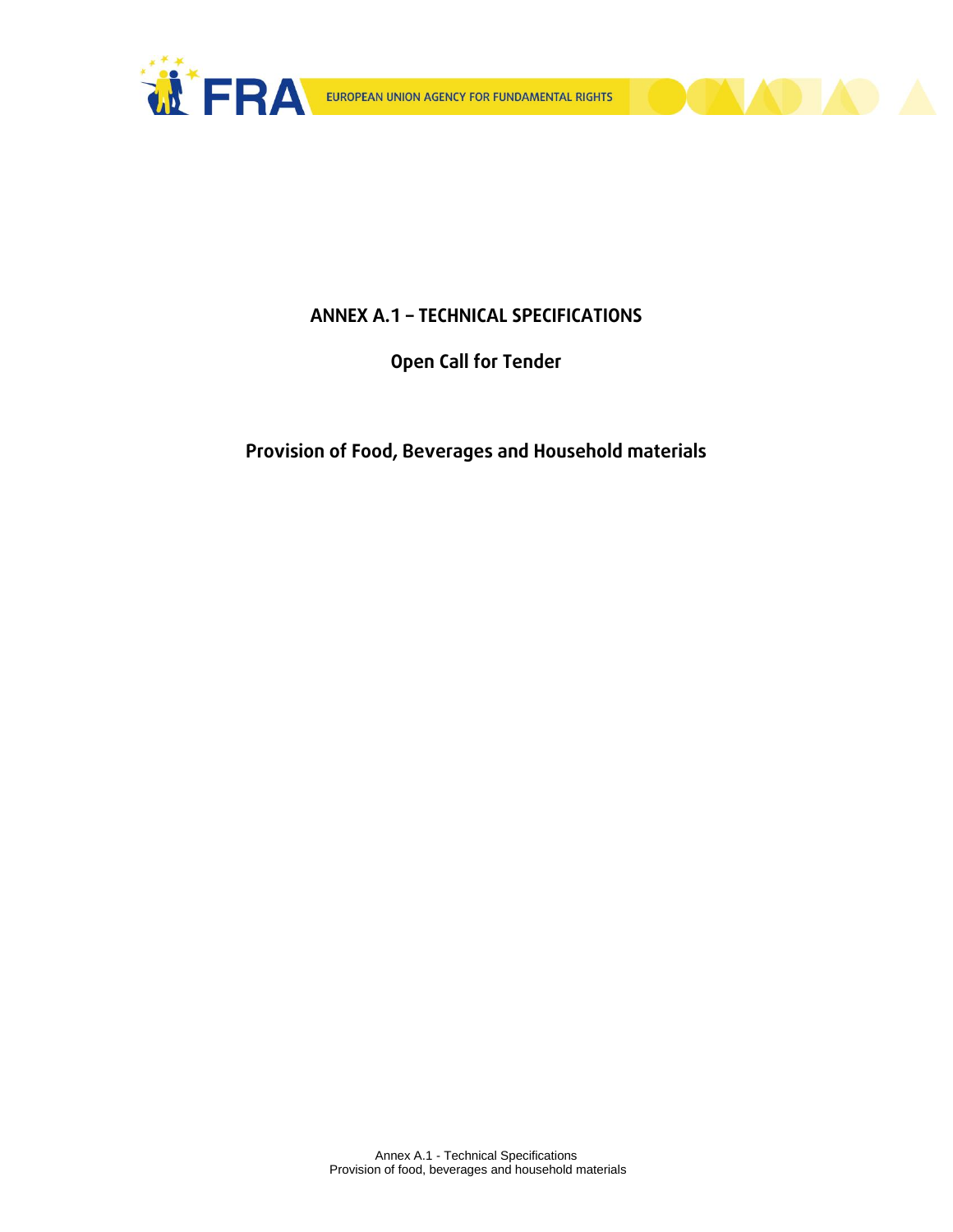# ANNEX A.1 – TECHNICAL SPECIFICATIONS

## Open Call for Tender

## Provision of Food, Beverages and Household materials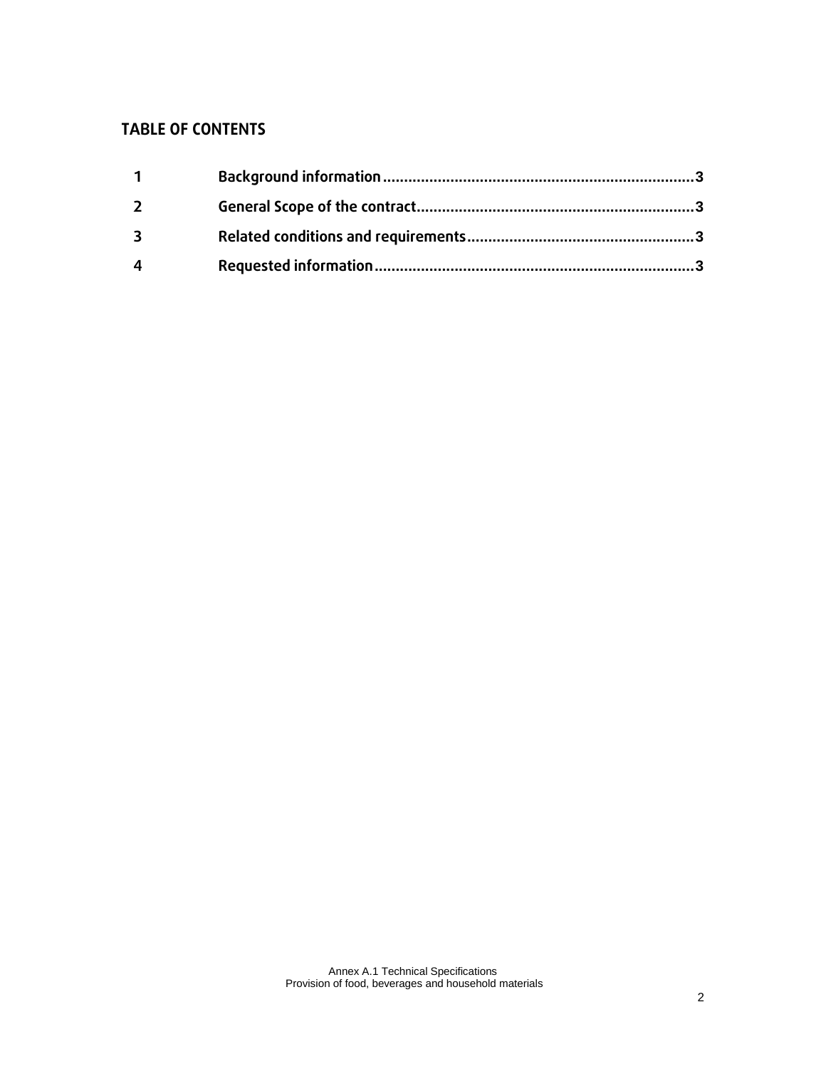## TABLE OF CONTENTS

| | | |
|---|---|---|
| 1 | **Background information** | 3 |
| 2 | **General Scope of the contract** | 3 |
| 3 | **Related conditions and requirements** | 3 |
| 4 | **Requested information** | 3 |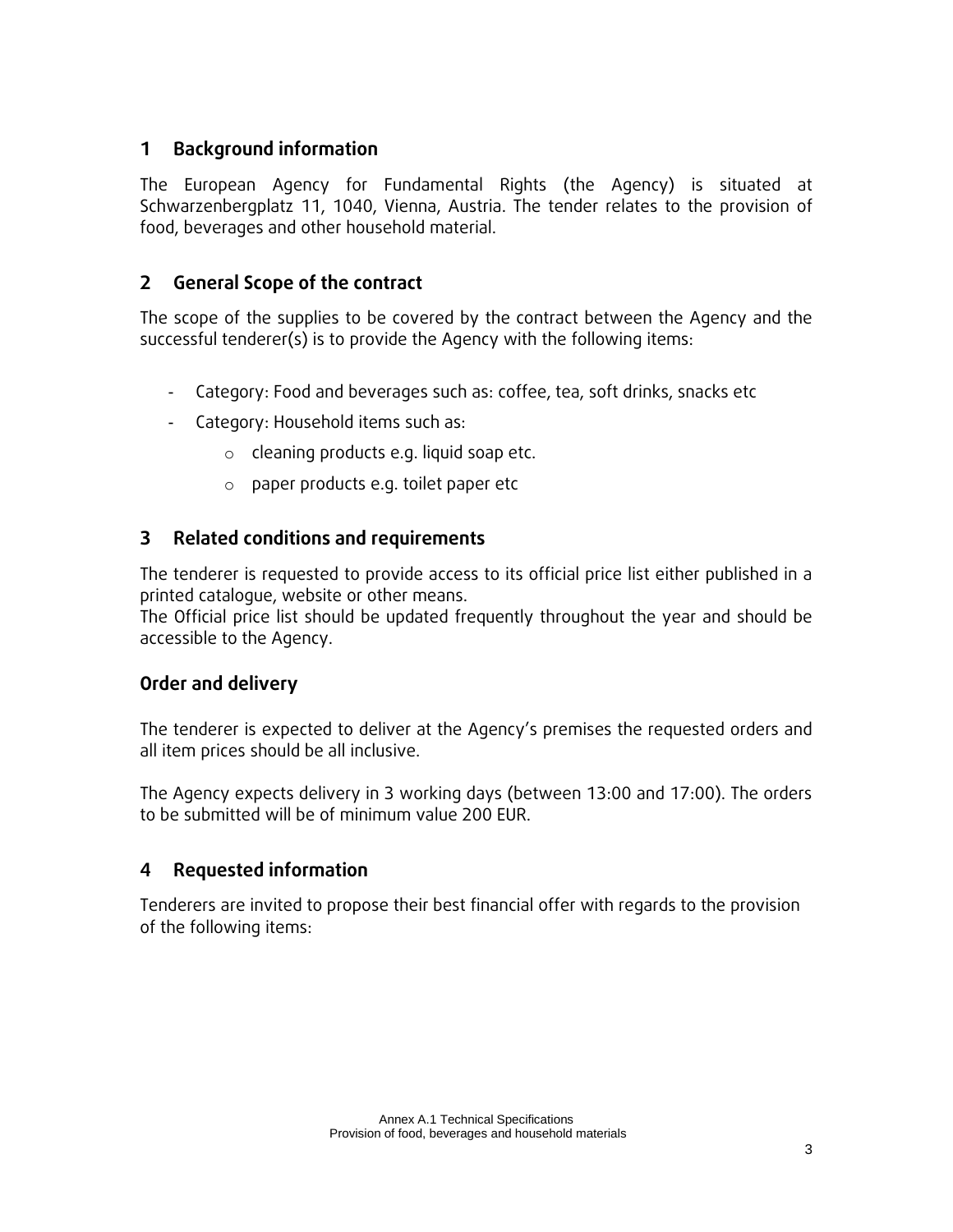## 1 Background information

The European Agency for Fundamental Rights (the Agency) is situated at Schwarzenbergplatz 11, 1040, Vienna, Austria. The tender relates to the provision of food, beverages and other household material.

## 2 General Scope of the contract

The scope of the supplies to be covered by the contract between the Agency and the successful tenderer(s) is to provide the Agency with the following items:

- Category: Food and beverages such as: coffee, tea, soft drinks, snacks etc
- Category: Household items such as:
  - cleaning products e.g. liquid soap etc.
  - paper products e.g. toilet paper etc

## 3 Related conditions and requirements

The tenderer is requested to provide access to its official price list either published in a printed catalogue, website or other means.
The Official price list should be updated frequently throughout the year and should be accessible to the Agency.

### Order and delivery

The tenderer is expected to deliver at the Agency's premises the requested orders and all item prices should be all inclusive.

The Agency expects delivery in 3 working days (between 13:00 and 17:00). The orders to be submitted will be of minimum value 200 EUR.

## 4 Requested information

Tenderers are invited to propose their best financial offer with regards to the provision of the following items: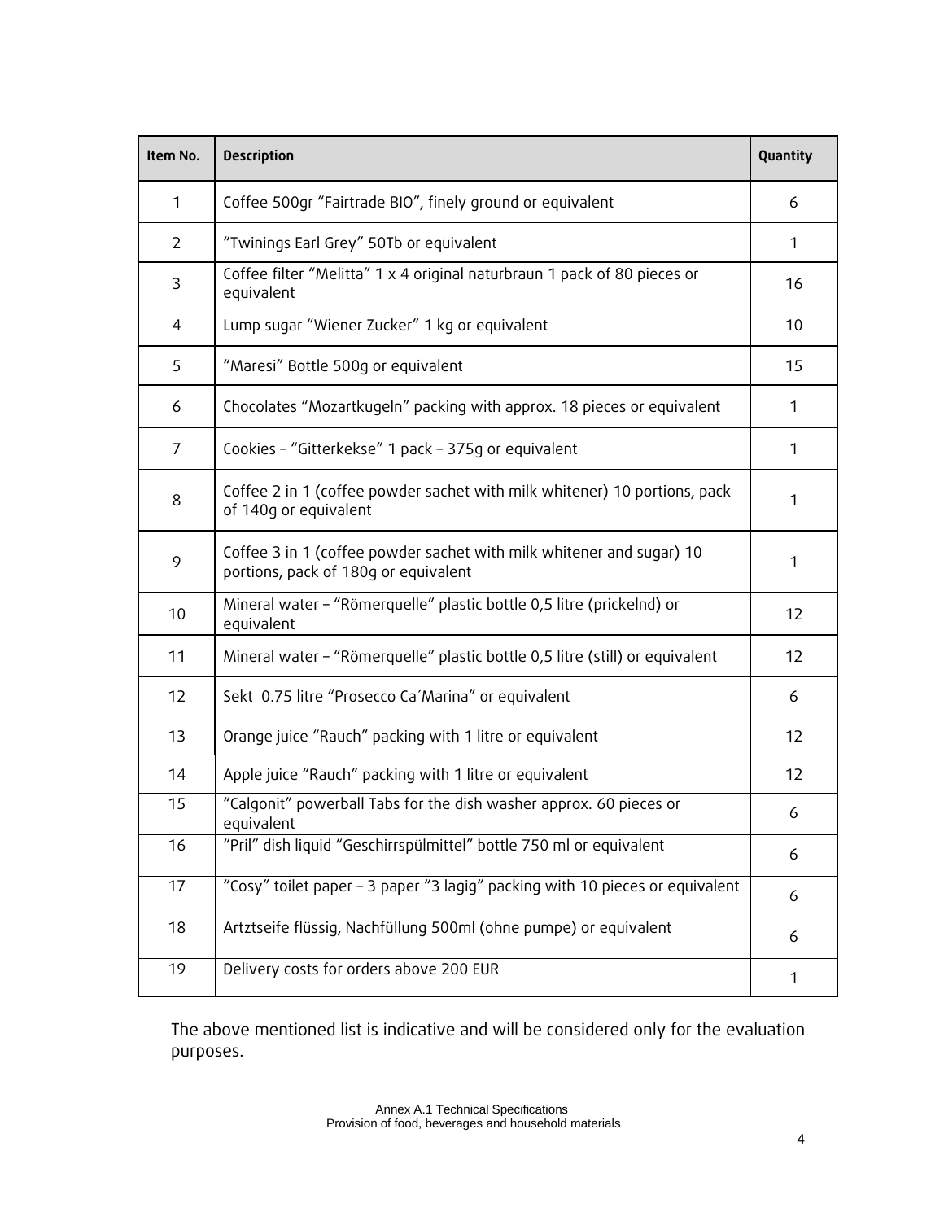| Item No. | Description | Quantity |
|---|---|---|
| 1 | Coffee 500gr “Fairtrade BIO”, finely ground or equivalent | 6 |
| 2 | “Twinings Earl Grey” 50Tb or equivalent | 1 |
| 3 | Coffee filter “Melitta” 1 x 4 original naturbraun 1 pack of 80 pieces or equivalent | 16 |
| 4 | Lump sugar “Wiener Zucker” 1 kg or equivalent | 10 |
| 5 | “Maresi” Bottle 500g or equivalent | 15 |
| 6 | Chocolates “Mozartkugeln” packing with approx. 18 pieces or equivalent | 1 |
| 7 | Cookies – “Gitterkekse” 1 pack – 375g or equivalent | 1 |
| 8 | Coffee 2 in 1 (coffee powder sachet with milk whitener) 10 portions, pack of 140g or equivalent | 1 |
| 9 | Coffee 3 in 1 (coffee powder sachet with milk whitener and sugar) 10 portions, pack of 180g or equivalent | 1 |
| 10 | Mineral water – “Römerquelle” plastic bottle 0,5 litre (prickelnd) or equivalent | 12 |
| 11 | Mineral water – “Römerquelle” plastic bottle 0,5 litre (still) or equivalent | 12 |
| 12 | Sekt 0.75 litre “Prosecco Ca´Marina” or equivalent | 6 |
| 13 | Orange juice “Rauch” packing with 1 litre or equivalent | 12 |
| 14 | Apple juice “Rauch” packing with 1 litre or equivalent | 12 |
| 15 | “Calgonit” powerball Tabs for the dish washer approx. 60 pieces or equivalent | 6 |
| 16 | “Pril” dish liquid “Geschirrspülmittel” bottle 750 ml or equivalent | 6 |
| 17 | “Cosy” toilet paper – 3 paper “3 lagig” packing with 10 pieces or equivalent | 6 |
| 18 | Artztseife flüssig, Nachfüllung 500ml (ohne pumpe) or equivalent | 6 |
| 19 | Delivery costs for orders above 200 EUR | 1 |

The above mentioned list is indicative and will be considered only for the evaluation purposes.